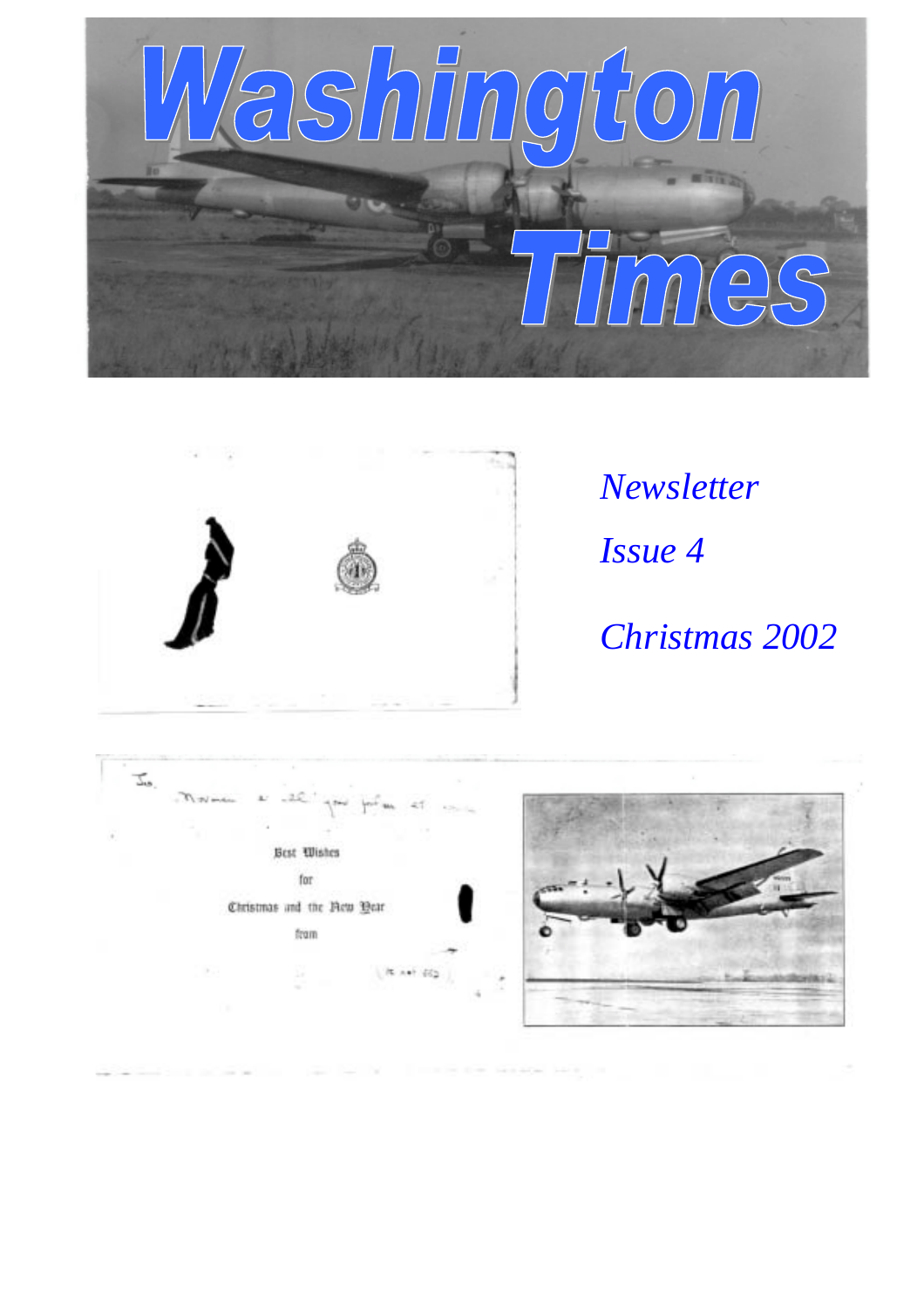# Washington Times

*Newsletter*

*Issue 4*

*Christmas 2002*

Best Wishes

for

Christmas and the New Year

from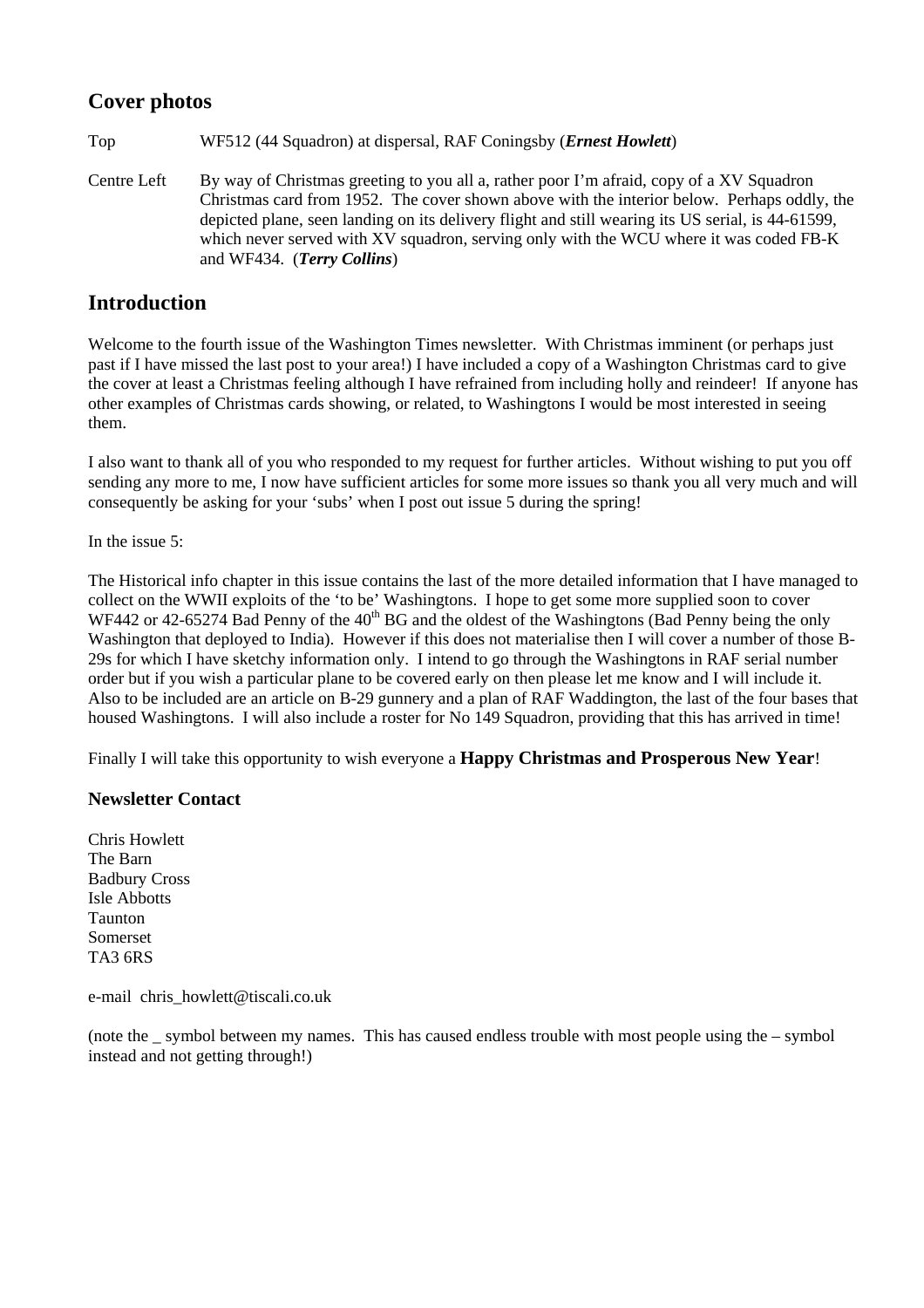## Cover photos

Top WF512 (44 Squadron) at dispersal, RAF Coningsby (***Ernest Howlett***)

Centre Left By way of Christmas greeting to you all a, rather poor I'm afraid, copy of a XV Squadron Christmas card from 1952. The cover shown above with the interior below. Perhaps oddly, the depicted plane, seen landing on its delivery flight and still wearing its US serial, is 44-61599, which never served with XV squadron, serving only with the WCU where it was coded FB-K and WF434. (***Terry Collins***)

## Introduction

Welcome to the fourth issue of the Washington Times newsletter. With Christmas imminent (or perhaps just past if I have missed the last post to your area!) I have included a copy of a Washington Christmas card to give the cover at least a Christmas feeling although I have refrained from including holly and reindeer! If anyone has other examples of Christmas cards showing, or related, to Washingtons I would be most interested in seeing them.

I also want to thank all of you who responded to my request for further articles. Without wishing to put you off sending any more to me, I now have sufficient articles for some more issues so thank you all very much and will consequently be asking for your 'subs' when I post out issue 5 during the spring!

In the issue 5:

The Historical info chapter in this issue contains the last of the more detailed information that I have managed to collect on the WWII exploits of the 'to be' Washingtons. I hope to get some more supplied soon to cover WF442 or 42-65274 Bad Penny of the 40th BG and the oldest of the Washingtons (Bad Penny being the only Washington that deployed to India). However if this does not materialise then I will cover a number of those B-29s for which I have sketchy information only. I intend to go through the Washingtons in RAF serial number order but if you wish a particular plane to be covered early on then please let me know and I will include it. Also to be included are an article on B-29 gunnery and a plan of RAF Waddington, the last of the four bases that housed Washingtons. I will also include a roster for No 149 Squadron, providing that this has arrived in time!

Finally I will take this opportunity to wish everyone a **Happy Christmas and Prosperous New Year**!

### Newsletter Contact

Chris Howlett
The Barn
Badbury Cross
Isle Abbotts
Taunton
Somerset
TA3 6RS

e-mail chris_howlett@tiscali.co.uk

(note the _ symbol between my names. This has caused endless trouble with most people using the – symbol instead and not getting through!)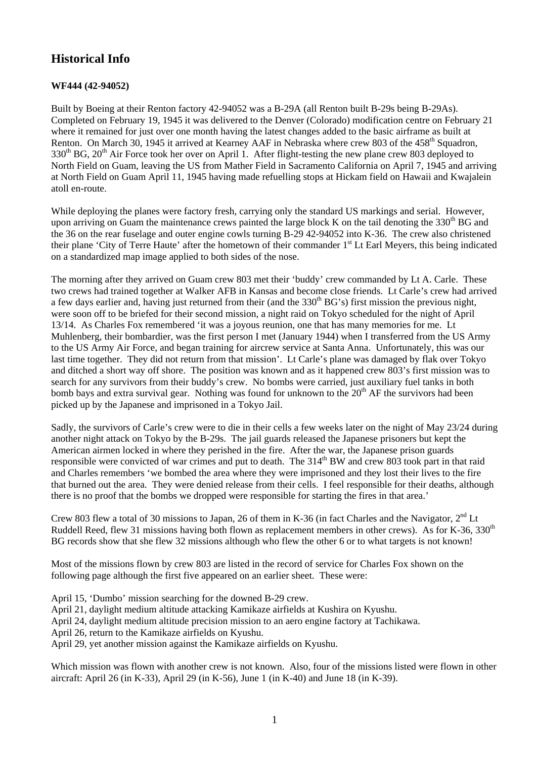## Historical Info

**WF444 (42-94052)**

Built by Boeing at their Renton factory 42-94052 was a B-29A (all Renton built B-29s being B-29As). Completed on February 19, 1945 it was delivered to the Denver (Colorado) modification centre on February 21 where it remained for just over one month having the latest changes added to the basic airframe as built at Renton. On March 30, 1945 it arrived at Kearney AAF in Nebraska where crew 803 of the 458th Squadron, 330th BG, 20th Air Force took her over on April 1. After flight-testing the new plane crew 803 deployed to North Field on Guam, leaving the US from Mather Field in Sacramento California on April 7, 1945 and arriving at North Field on Guam April 11, 1945 having made refuelling stops at Hickam field on Hawaii and Kwajalein atoll en-route.

While deploying the planes were factory fresh, carrying only the standard US markings and serial. However, upon arriving on Guam the maintenance crews painted the large block K on the tail denoting the 330th BG and the 36 on the rear fuselage and outer engine cowls turning B-29 42-94052 into K-36. The crew also christened their plane 'City of Terre Haute' after the hometown of their commander 1st Lt Earl Meyers, this being indicated on a standardized map image applied to both sides of the nose.

The morning after they arrived on Guam crew 803 met their 'buddy' crew commanded by Lt A. Carle. These two crews had trained together at Walker AFB in Kansas and become close friends. Lt Carle's crew had arrived a few days earlier and, having just returned from their (and the 330th BG's) first mission the previous night, were soon off to be briefed for their second mission, a night raid on Tokyo scheduled for the night of April 13/14. As Charles Fox remembered 'it was a joyous reunion, one that has many memories for me. Lt Muhlenberg, their bombardier, was the first person I met (January 1944) when I transferred from the US Army to the US Army Air Force, and began training for aircrew service at Santa Anna. Unfortunately, this was our last time together. They did not return from that mission'. Lt Carle's plane was damaged by flak over Tokyo and ditched a short way off shore. The position was known and as it happened crew 803's first mission was to search for any survivors from their buddy's crew. No bombs were carried, just auxiliary fuel tanks in both bomb bays and extra survival gear. Nothing was found for unknown to the 20th AF the survivors had been picked up by the Japanese and imprisoned in a Tokyo Jail.

Sadly, the survivors of Carle's crew were to die in their cells a few weeks later on the night of May 23/24 during another night attack on Tokyo by the B-29s. The jail guards released the Japanese prisoners but kept the American airmen locked in where they perished in the fire. After the war, the Japanese prison guards responsible were convicted of war crimes and put to death. The 314th BW and crew 803 took part in that raid and Charles remembers 'we bombed the area where they were imprisoned and they lost their lives to the fire that burned out the area. They were denied release from their cells. I feel responsible for their deaths, although there is no proof that the bombs we dropped were responsible for starting the fires in that area.'

Crew 803 flew a total of 30 missions to Japan, 26 of them in K-36 (in fact Charles and the Navigator, 2nd Lt Ruddell Reed, flew 31 missions having both flown as replacement members in other crews). As for K-36, 330th BG records show that she flew 32 missions although who flew the other 6 or to what targets is not known!

Most of the missions flown by crew 803 are listed in the record of service for Charles Fox shown on the following page although the first five appeared on an earlier sheet. These were:

April 15, 'Dumbo' mission searching for the downed B-29 crew.
April 21, daylight medium altitude attacking Kamikaze airfields at Kushira on Kyushu.
April 24, daylight medium altitude precision mission to an aero engine factory at Tachikawa.
April 26, return to the Kamikaze airfields on Kyushu.
April 29, yet another mission against the Kamikaze airfields on Kyushu.

Which mission was flown with another crew is not known. Also, four of the missions listed were flown in other aircraft: April 26 (in K-33), April 29 (in K-56), June 1 (in K-40) and June 18 (in K-39).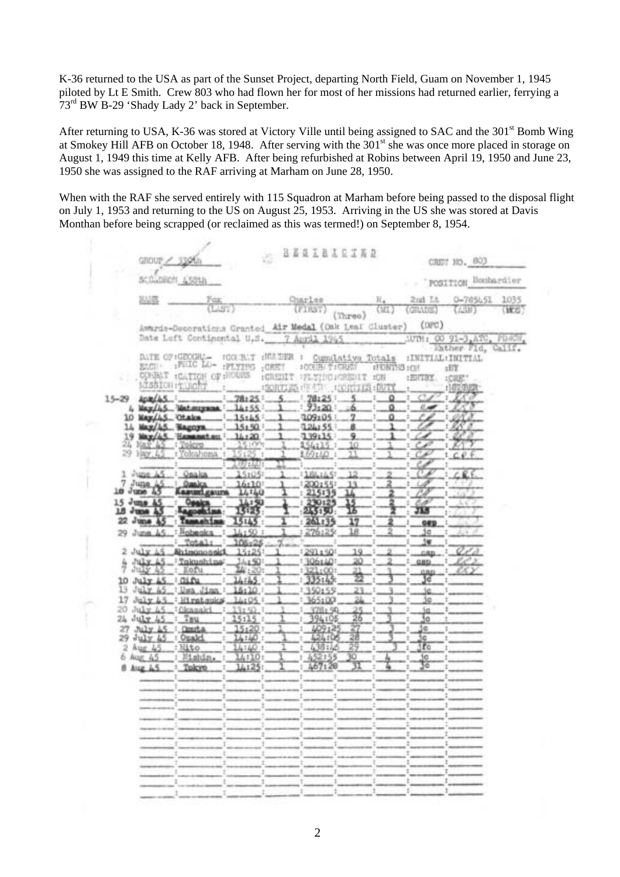K-36 returned to the USA as part of the Sunset Project, departing North Field, Guam on November 1, 1945 piloted by Lt E Smith. Crew 803 who had flown her for most of her missions had returned earlier, ferrying a 73rd BW B-29 'Shady Lady 2' back in September.

After returning to USA, K-36 was stored at Victory Ville until being assigned to SAC and the 301st Bomb Wing at Smokey Hill AFB on October 18, 1948. After serving with the 301st she was once more placed in storage on August 1, 1949 this time at Kelly AFB. After being refurbished at Robins between April 19, 1950 and June 23, 1950 she was assigned to the RAF arriving at Marham on June 28, 1950.

When with the RAF she served entirely with 115 Squadron at Marham before being passed to the disposal flight on July 1, 1953 and returning to the US on August 25, 1953. Arriving in the US she was stored at Davis Monthan before being scrapped (or reclaimed as this was termed!) on September 8, 1954.

RESTRICTED

GROUP 330th

SQUADRON 458th

CREW NO. 803

POSITION Bombardier

NAME Fox (LAST) Charles (FIRST) (Three) R. (MI) 2nd Lt (GRADE) 0-785451 (ASN) 1035 (MOS)

Awards-Decorations Granted Air Medal (Oak Leaf Cluster) (DFC)

Date Left Continental U.S. 7 April 1945 UNIT: CO 91-3, ATC, Mather Fld, Calif.

| DATE OF EACH COMBAT MISSION | GEOGRAPHIC LOCATION OF TARGET | COMBAT FLYING HOURS | NUMBER CREDIT SORTIES | Cumulative Totals COMB/T FLYING HOURS | CREDIT SORTIES | MONTHS ON DUTY | INITIAL BY ENTRY | INITIAL CREW MEMBER |
|---|---|---|---|---|---|---|---|---|
| 15-29 Apr/45 | | 78:25 | 5 | 78:25 | 5 | 0 | | |
| 4 May/45 | Matsuyama | 14:55 | 1 | 93:20 | 6 | 0 | | |
| 10 May/45 | Otake | 15:45 | 1 | 109:05 | 7 | 0 | | |
| 14 May/45 | Nagoya | 15:50 | 1 | 124:55 | 8 | 1 | | |
| 19 May/45 | Hamamatsu | 14:20 | 1 | 139:15 | 9 | 1 | | |
| 24 May 45 | Tokyo | 15:00 | 1 | 154:15 | 10 | 1 | | |
| 29 May 45 | Yokohama | 15:25 | 1 | 169:40 | 11 | 1 | | CPF |
| | | 169:40 | 11 | | | | | |
| 1 June 45 | Osaka | 15:05 | 1 | 184:45 | 12 | 2 | | CRF |
| 7 June 45 | Osaka | 16:10 | 1 | 200:55 | 13 | 2 | | |
| 10 June 45 | Kasumigaura | 14:40 | 1 | 215:35 | 14 | 2 | | |
| 15 June 45 | Osaka | 14:50 | 1 | 230:25 | 15 | 2 | | |
| 18 June 45 | Kagoshima | 15:25 | 1 | 245:50 | 16 | 2 | JRS | |
| 22 June 45 | Tamashima | 15:45 | 1 | 261:35 | 17 | 2 | cep | |
| 29 June 45 | Nobeoka | 14:50 | 1 | 276:25 | 18 | 2 | jc | |
| | Total: | 106:25 | 7 | | | | jc | |
| 2 July 45 | Shimonoseki | 15:25 | 1 | 291:50 | 19 | 2 | cap | |
| 4 July 45 | Tokushima | 14:50 | 1 | 306:40 | 20 | 2 | cap | |
| 7 July 45 | Kofu | 14:20 | 1 | 321:00 | 21 | 3 | cap | |
| 10 July 45 | Gifu | 14:45 | 1 | 335:45 | 22 | 3 | jc | |
| 13 July 45 | Uwa Jima | 16:10 | 1 | 350:55 | 23 | 3 | jc | |
| 17 July 45 | Hiratsuka | 14:05 | 1 | 365:00 | 24 | 3 | jc | |
| 20 July 45 | Okazaki | 13:50 | 1 | 378:50 | 25 | 3 | jc | |
| 24 July 45 | Tsu | 15:15 | 1 | 394:05 | 26 | 3 | jc | |
| 27 July 45 | Omuta | 15:20 | 1 | 409:25 | 27 | 3 | jc | |
| 29 July 45 | Ozaki | 14:40 | 1 | 424:05 | 28 | 3 | jc | |
| 2 Aug 45 | Mito | 14:40 | 1 | 438:45 | 29 | 3 | jfc | |
| 6 Aug 45 | Nishin. | 14:10 | 1 | 452:55 | 30 | 4 | jc | |
| 8 Aug 45 | Tokyo | 14:25 | 1 | 467:20 | 31 | 4 | jc | |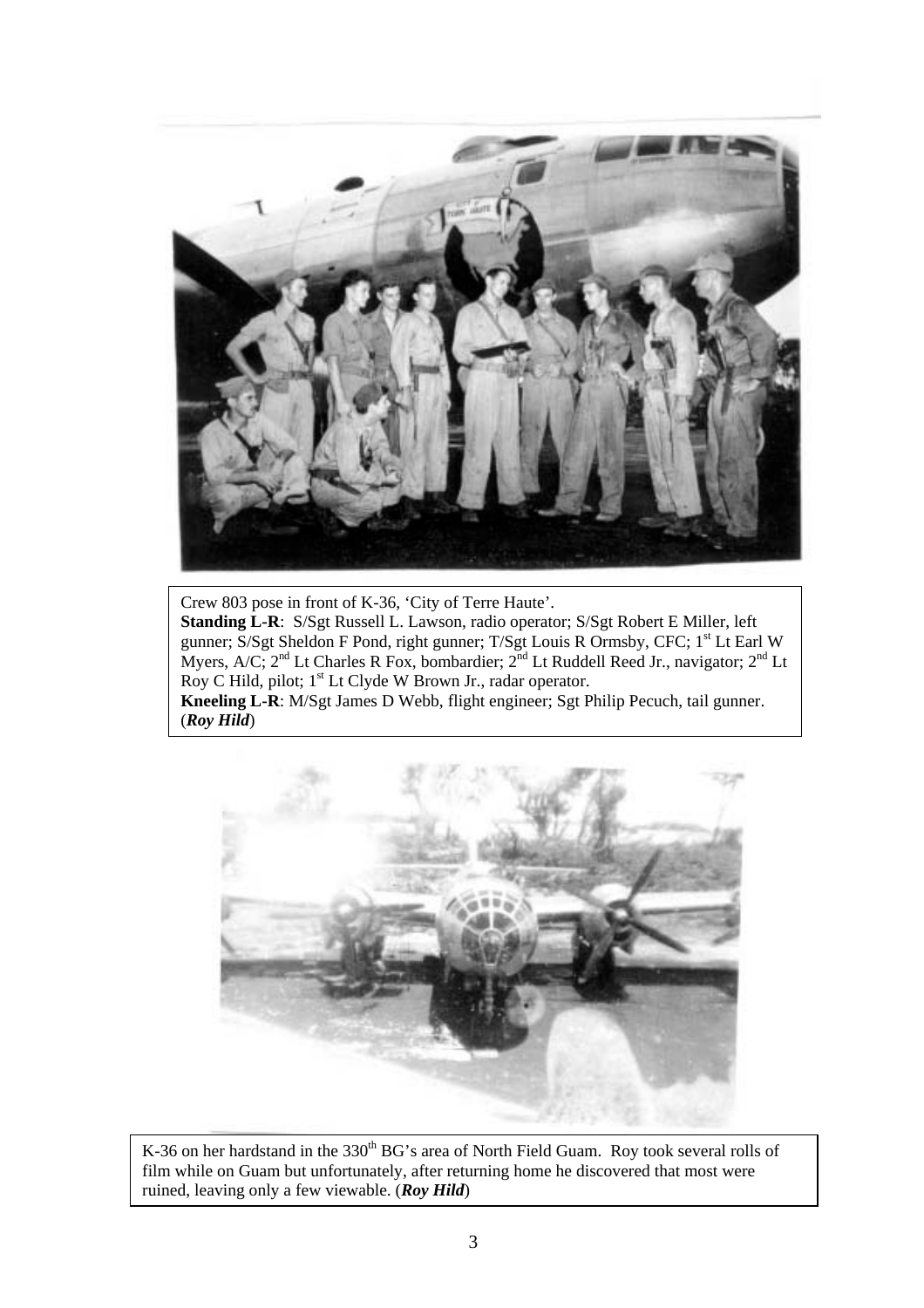Crew 803 pose in front of K-36, 'City of Terre Haute'.
**Standing L-R**: S/Sgt Russell L. Lawson, radio operator; S/Sgt Robert E Miller, left gunner; S/Sgt Sheldon F Pond, right gunner; T/Sgt Louis R Ormsby, CFC; 1st Lt Earl W Myers, A/C; 2nd Lt Charles R Fox, bombardier; 2nd Lt Ruddell Reed Jr., navigator; 2nd Lt Roy C Hild, pilot; 1st Lt Clyde W Brown Jr., radar operator.
**Kneeling L-R**: M/Sgt James D Webb, flight engineer; Sgt Philip Pecuch, tail gunner. (***Roy Hild***)

K-36 on her hardstand in the 330th BG's area of North Field Guam. Roy took several rolls of film while on Guam but unfortunately, after returning home he discovered that most were ruined, leaving only a few viewable. (***Roy Hild***)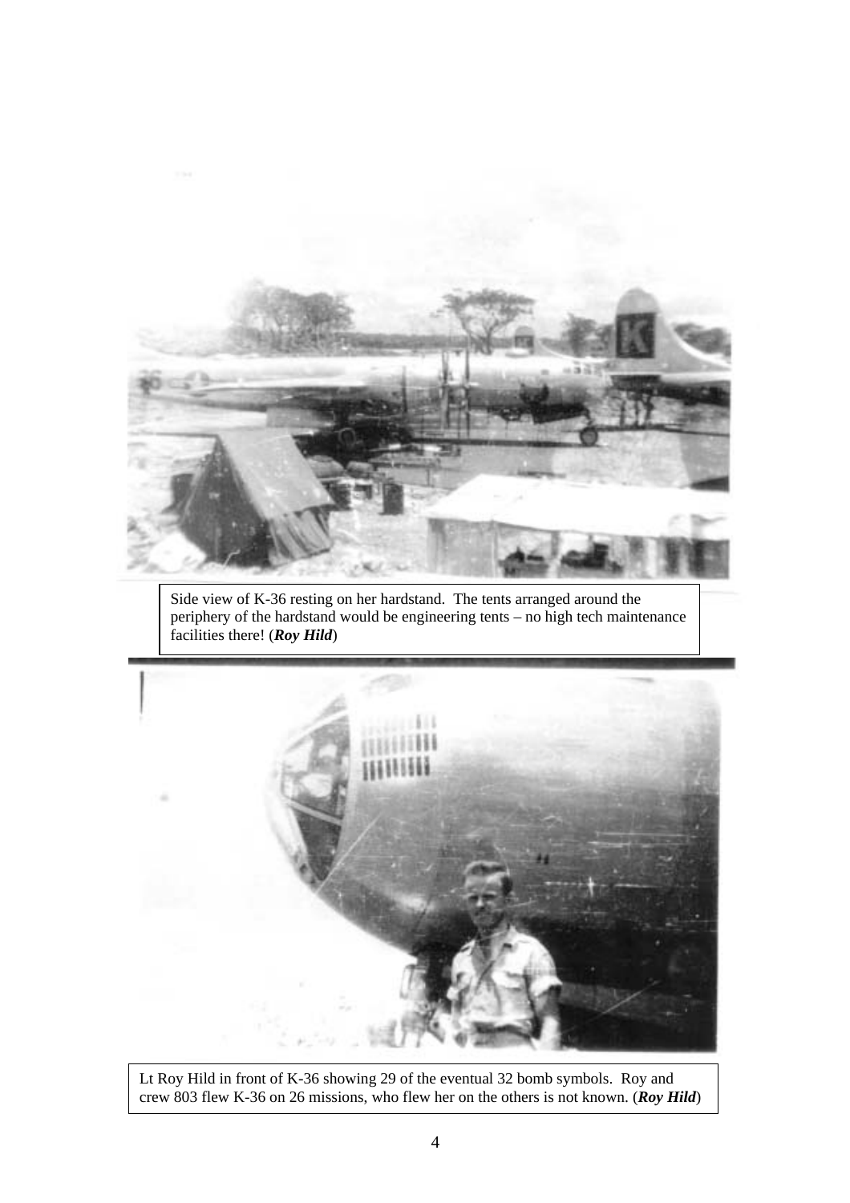Side view of K-36 resting on her hardstand. The tents arranged around the periphery of the hardstand would be engineering tents – no high tech maintenance facilities there! (***Roy Hild***)

Lt Roy Hild in front of K-36 showing 29 of the eventual 32 bomb symbols. Roy and crew 803 flew K-36 on 26 missions, who flew her on the others is not known. (***Roy Hild***)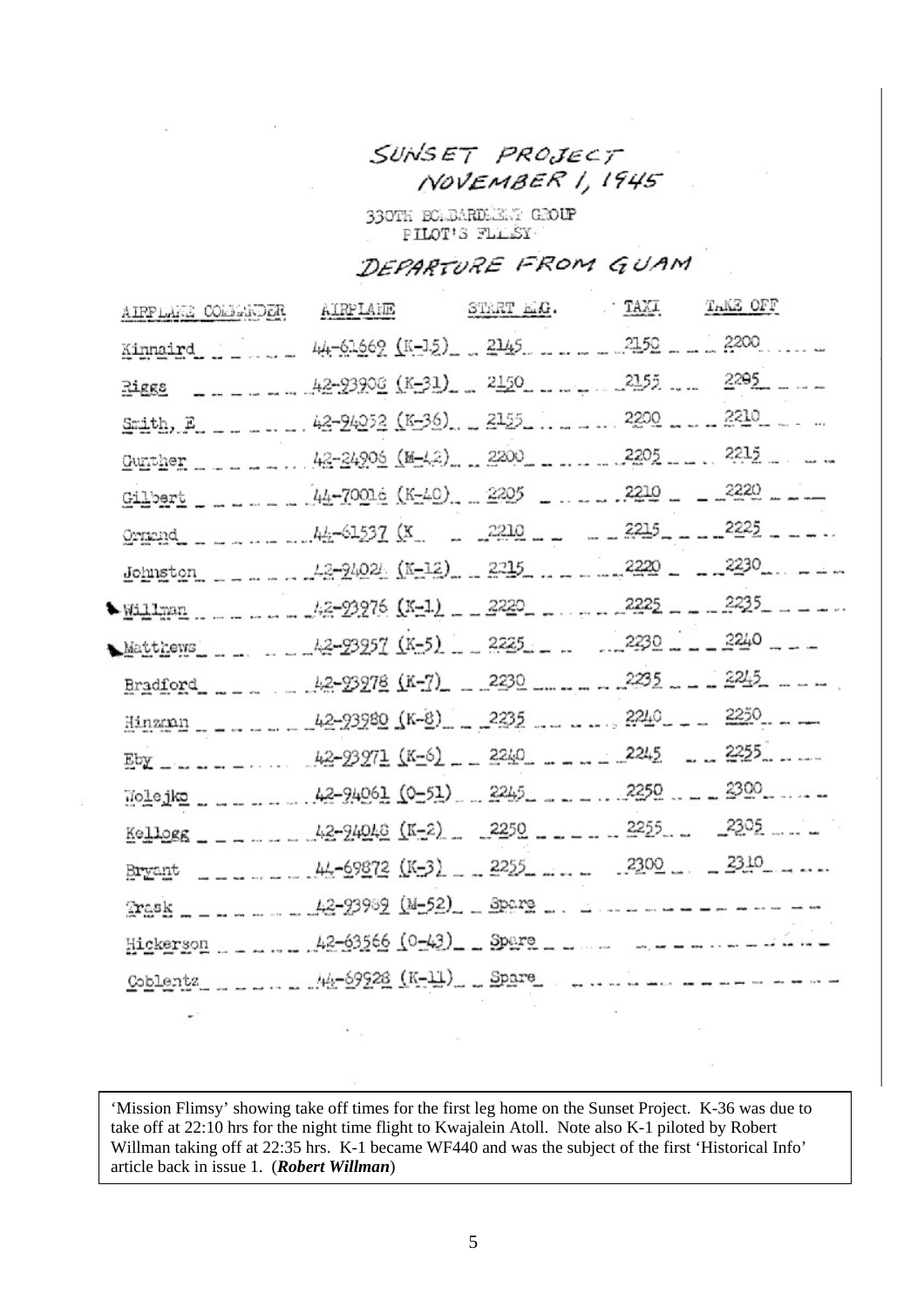# SUNSET PROJECT
## NOVEMBER 1, 1945

330TH BOMBARDMENT GROUP
PILOT'S FLIMSY

## DEPARTURE FROM GUAM

| AIRPLANE COMMANDER | AIRPLANE | START ENG. | TAXI | TAKE OFF |
|---|---|---|---|---|
| Kinnaird | 44-61669 (K-15) | 2145 | 2150 | 2200 |
| Riggs | 42-93908 (K-31) | 2150 | 2155 | 2205 |
| Smith, E | 42-94052 (K-36) | 2155 | 2200 | 2210 |
| Gunther | 42-24906 (M-42) | 2200 | 2205 | 2215 |
| Gilbert | 44-70016 (K-40) | 2205 | 2210 | 2220 |
| Ormand | 44-61537 (K | 2210 | 2215 | 2225 |
| Johnston | 42-94024 (K-12) | 2215 | 2220 | 2230 |
| Willman | 42-93976 (K-1) | 2220 | 2225 | 2235 |
| Matthews | 42-93957 (K-5) | 2225 | 2230 | 2240 |
| Bradford | 42-93978 (K-7) | 2230 | 2235 | 2245 |
| Hinzman | 42-93980 (K-8) | 2235 | 2240 | 2250 |
| Eby | 42-93971 (K-6) | 2240 | 2245 | 2255 |
| Wolejko | 42-94061 (O-51) | 2245 | 2250 | 2300 |
| Kellogg | 42-94048 (K-2) | 2250 | 2255 | 2305 |
| Bryant | 44-69872 (K-3) | 2255 | 2300 | 2310 |
| Trask | 42-93989 (M-52) | Spare | | |
| Hickerson | 42-63566 (O-43) | Spare | | |
| Coblentz | 44-69928 (K-11) | Spare | | |

'Mission Flimsy' showing take off times for the first leg home on the Sunset Project. K-36 was due to take off at 22:10 hrs for the night time flight to Kwajalein Atoll. Note also K-1 piloted by Robert Willman taking off at 22:35 hrs. K-1 became WF440 and was the subject of the first 'Historical Info' article back in issue 1. (***Robert Willman***)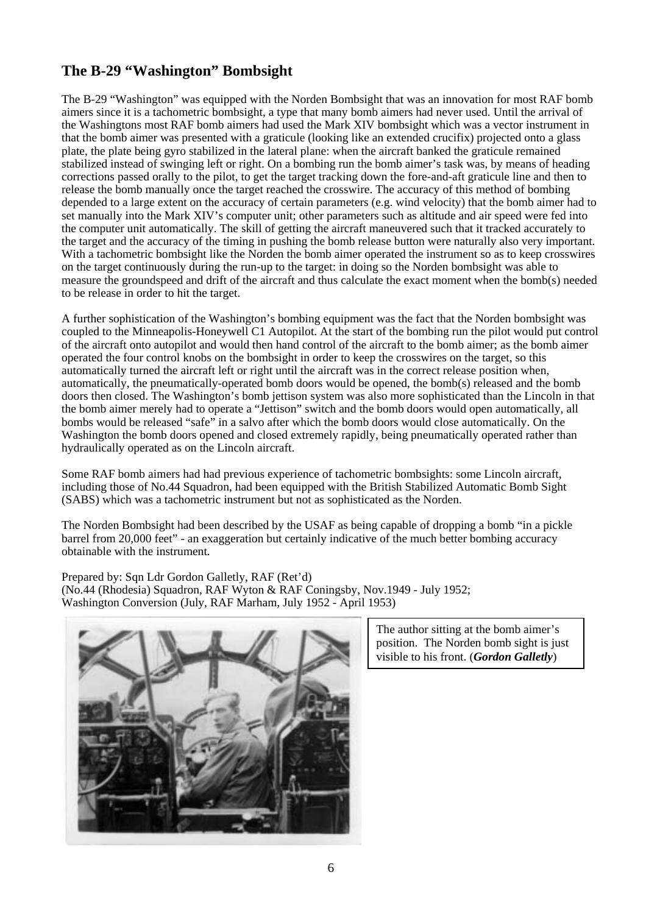## The B-29 "Washington" Bombsight

The B-29 "Washington" was equipped with the Norden Bombsight that was an innovation for most RAF bomb aimers since it is a tachometric bombsight, a type that many bomb aimers had never used. Until the arrival of the Washingtons most RAF bomb aimers had used the Mark XIV bombsight which was a vector instrument in that the bomb aimer was presented with a graticule (looking like an extended crucifix) projected onto a glass plate, the plate being gyro stabilized in the lateral plane: when the aircraft banked the graticule remained stabilized instead of swinging left or right. On a bombing run the bomb aimer's task was, by means of heading corrections passed orally to the pilot, to get the target tracking down the fore-and-aft graticule line and then to release the bomb manually once the target reached the crosswire. The accuracy of this method of bombing depended to a large extent on the accuracy of certain parameters (e.g. wind velocity) that the bomb aimer had to set manually into the Mark XIV's computer unit; other parameters such as altitude and air speed were fed into the computer unit automatically. The skill of getting the aircraft maneuvered such that it tracked accurately to the target and the accuracy of the timing in pushing the bomb release button were naturally also very important. With a tachometric bombsight like the Norden the bomb aimer operated the instrument so as to keep crosswires on the target continuously during the run-up to the target: in doing so the Norden bombsight was able to measure the groundspeed and drift of the aircraft and thus calculate the exact moment when the bomb(s) needed to be release in order to hit the target.

A further sophistication of the Washington's bombing equipment was the fact that the Norden bombsight was coupled to the Minneapolis-Honeywell C1 Autopilot. At the start of the bombing run the pilot would put control of the aircraft onto autopilot and would then hand control of the aircraft to the bomb aimer; as the bomb aimer operated the four control knobs on the bombsight in order to keep the crosswires on the target, so this automatically turned the aircraft left or right until the aircraft was in the correct release position when, automatically, the pneumatically-operated bomb doors would be opened, the bomb(s) released and the bomb doors then closed. The Washington's bomb jettison system was also more sophisticated than the Lincoln in that the bomb aimer merely had to operate a "Jettison" switch and the bomb doors would open automatically, all bombs would be released "safe" in a salvo after which the bomb doors would close automatically. On the Washington the bomb doors opened and closed extremely rapidly, being pneumatically operated rather than hydraulically operated as on the Lincoln aircraft.

Some RAF bomb aimers had had previous experience of tachometric bombsights: some Lincoln aircraft, including those of No.44 Squadron, had been equipped with the British Stabilized Automatic Bomb Sight (SABS) which was a tachometric instrument but not as sophisticated as the Norden.

The Norden Bombsight had been described by the USAF as being capable of dropping a bomb "in a pickle barrel from 20,000 feet" - an exaggeration but certainly indicative of the much better bombing accuracy obtainable with the instrument.

Prepared by: Sqn Ldr Gordon Galletly, RAF (Ret'd)
(No.44 (Rhodesia) Squadron, RAF Wyton & RAF Coningsby, Nov.1949 - July 1952;
Washington Conversion (July, RAF Marham, July 1952 - April 1953)

The author sitting at the bomb aimer's position. The Norden bomb sight is just visible to his front. (***Gordon Galletly***)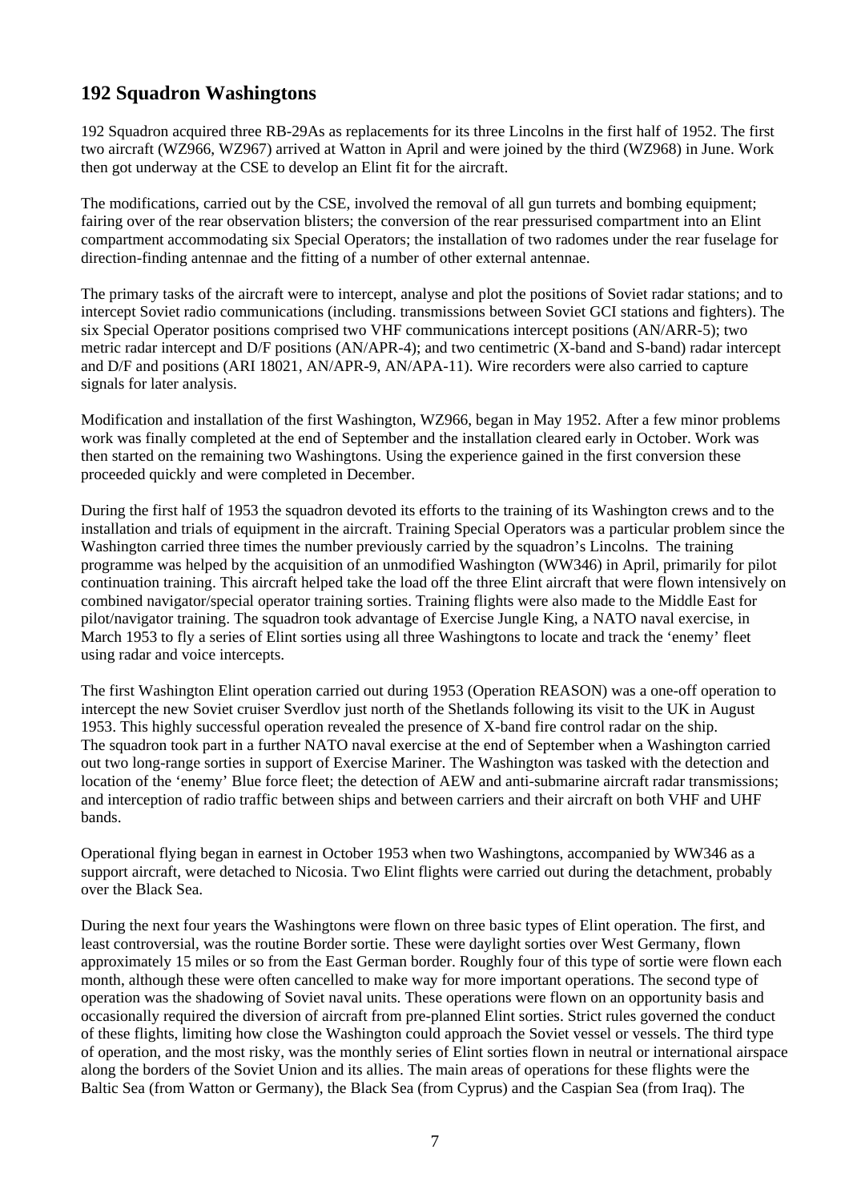## 192 Squadron Washingtons

192 Squadron acquired three RB-29As as replacements for its three Lincolns in the first half of 1952. The first two aircraft (WZ966, WZ967) arrived at Watton in April and were joined by the third (WZ968) in June. Work then got underway at the CSE to develop an Elint fit for the aircraft.

The modifications, carried out by the CSE, involved the removal of all gun turrets and bombing equipment; fairing over of the rear observation blisters; the conversion of the rear pressurised compartment into an Elint compartment accommodating six Special Operators; the installation of two radomes under the rear fuselage for direction-finding antennae and the fitting of a number of other external antennae.

The primary tasks of the aircraft were to intercept, analyse and plot the positions of Soviet radar stations; and to intercept Soviet radio communications (including. transmissions between Soviet GCI stations and fighters). The six Special Operator positions comprised two VHF communications intercept positions (AN/ARR-5); two metric radar intercept and D/F positions (AN/APR-4); and two centimetric (X-band and S-band) radar intercept and D/F and positions (ARI 18021, AN/APR-9, AN/APA-11). Wire recorders were also carried to capture signals for later analysis.

Modification and installation of the first Washington, WZ966, began in May 1952. After a few minor problems work was finally completed at the end of September and the installation cleared early in October. Work was then started on the remaining two Washingtons. Using the experience gained in the first conversion these proceeded quickly and were completed in December.

During the first half of 1953 the squadron devoted its efforts to the training of its Washington crews and to the installation and trials of equipment in the aircraft. Training Special Operators was a particular problem since the Washington carried three times the number previously carried by the squadron's Lincolns. The training programme was helped by the acquisition of an unmodified Washington (WW346) in April, primarily for pilot continuation training. This aircraft helped take the load off the three Elint aircraft that were flown intensively on combined navigator/special operator training sorties. Training flights were also made to the Middle East for pilot/navigator training. The squadron took advantage of Exercise Jungle King, a NATO naval exercise, in March 1953 to fly a series of Elint sorties using all three Washingtons to locate and track the 'enemy' fleet using radar and voice intercepts.

The first Washington Elint operation carried out during 1953 (Operation REASON) was a one-off operation to intercept the new Soviet cruiser Sverdlov just north of the Shetlands following its visit to the UK in August 1953. This highly successful operation revealed the presence of X-band fire control radar on the ship. The squadron took part in a further NATO naval exercise at the end of September when a Washington carried out two long-range sorties in support of Exercise Mariner. The Washington was tasked with the detection and location of the 'enemy' Blue force fleet; the detection of AEW and anti-submarine aircraft radar transmissions; and interception of radio traffic between ships and between carriers and their aircraft on both VHF and UHF bands.

Operational flying began in earnest in October 1953 when two Washingtons, accompanied by WW346 as a support aircraft, were detached to Nicosia. Two Elint flights were carried out during the detachment, probably over the Black Sea.

During the next four years the Washingtons were flown on three basic types of Elint operation. The first, and least controversial, was the routine Border sortie. These were daylight sorties over West Germany, flown approximately 15 miles or so from the East German border. Roughly four of this type of sortie were flown each month, although these were often cancelled to make way for more important operations. The second type of operation was the shadowing of Soviet naval units. These operations were flown on an opportunity basis and occasionally required the diversion of aircraft from pre-planned Elint sorties. Strict rules governed the conduct of these flights, limiting how close the Washington could approach the Soviet vessel or vessels. The third type of operation, and the most risky, was the monthly series of Elint sorties flown in neutral or international airspace along the borders of the Soviet Union and its allies. The main areas of operations for these flights were the Baltic Sea (from Watton or Germany), the Black Sea (from Cyprus) and the Caspian Sea (from Iraq). The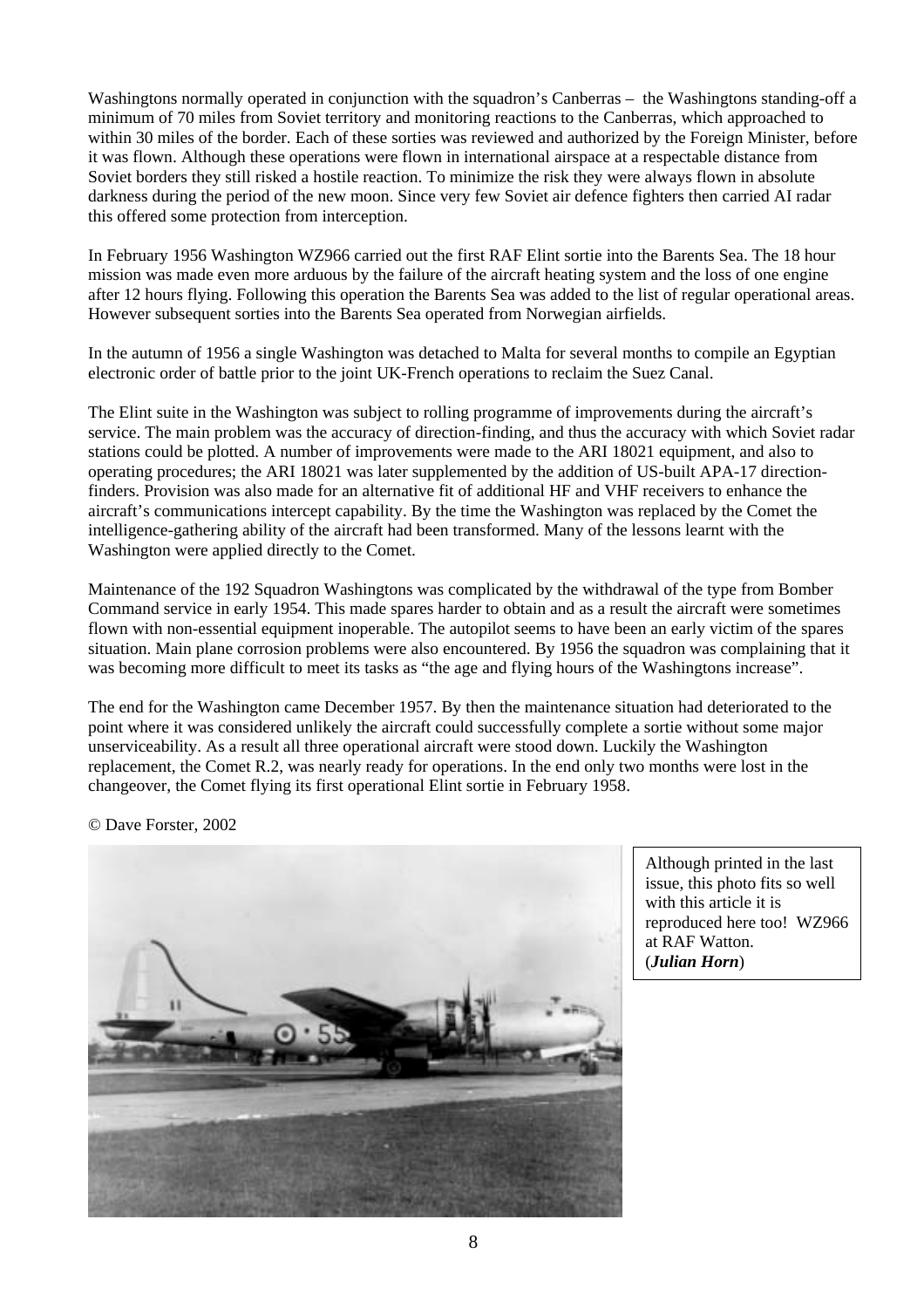Washingtons normally operated in conjunction with the squadron's Canberras – the Washingtons standing-off a minimum of 70 miles from Soviet territory and monitoring reactions to the Canberras, which approached to within 30 miles of the border. Each of these sorties was reviewed and authorized by the Foreign Minister, before it was flown. Although these operations were flown in international airspace at a respectable distance from Soviet borders they still risked a hostile reaction. To minimize the risk they were always flown in absolute darkness during the period of the new moon. Since very few Soviet air defence fighters then carried AI radar this offered some protection from interception.

In February 1956 Washington WZ966 carried out the first RAF Elint sortie into the Barents Sea. The 18 hour mission was made even more arduous by the failure of the aircraft heating system and the loss of one engine after 12 hours flying. Following this operation the Barents Sea was added to the list of regular operational areas. However subsequent sorties into the Barents Sea operated from Norwegian airfields.

In the autumn of 1956 a single Washington was detached to Malta for several months to compile an Egyptian electronic order of battle prior to the joint UK-French operations to reclaim the Suez Canal.

The Elint suite in the Washington was subject to rolling programme of improvements during the aircraft's service. The main problem was the accuracy of direction-finding, and thus the accuracy with which Soviet radar stations could be plotted. A number of improvements were made to the ARI 18021 equipment, and also to operating procedures; the ARI 18021 was later supplemented by the addition of US-built APA-17 direction-finders. Provision was also made for an alternative fit of additional HF and VHF receivers to enhance the aircraft's communications intercept capability. By the time the Washington was replaced by the Comet the intelligence-gathering ability of the aircraft had been transformed. Many of the lessons learnt with the Washington were applied directly to the Comet.

Maintenance of the 192 Squadron Washingtons was complicated by the withdrawal of the type from Bomber Command service in early 1954. This made spares harder to obtain and as a result the aircraft were sometimes flown with non-essential equipment inoperable. The autopilot seems to have been an early victim of the spares situation. Main plane corrosion problems were also encountered. By 1956 the squadron was complaining that it was becoming more difficult to meet its tasks as "the age and flying hours of the Washingtons increase".

The end for the Washington came December 1957. By then the maintenance situation had deteriorated to the point where it was considered unlikely the aircraft could successfully complete a sortie without some major unserviceability. As a result all three operational aircraft were stood down. Luckily the Washington replacement, the Comet R.2, was nearly ready for operations. In the end only two months were lost in the changeover, the Comet flying its first operational Elint sortie in February 1958.

© Dave Forster, 2002

Although printed in the last issue, this photo fits so well with this article it is reproduced here too! WZ966 at RAF Watton. (***Julian Horn***)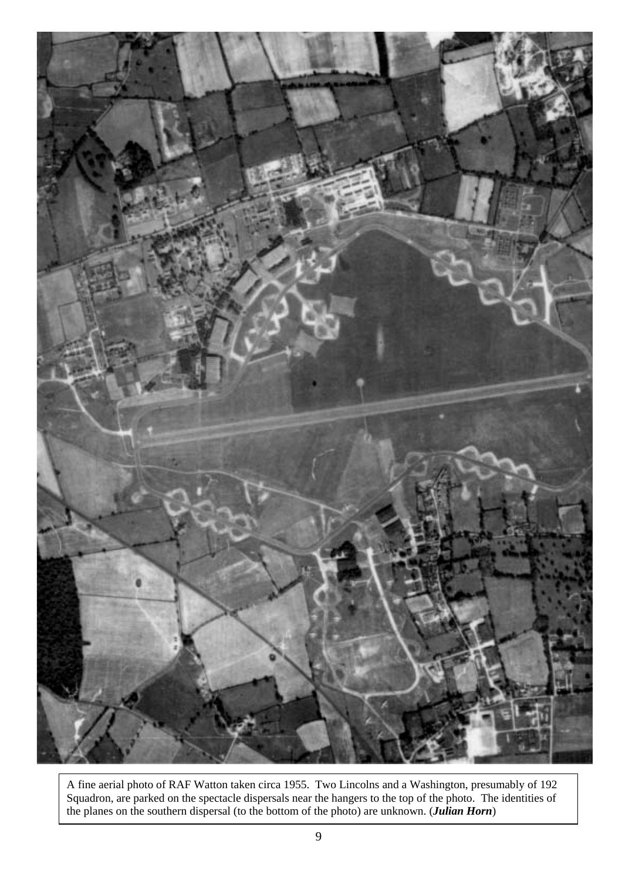A fine aerial photo of RAF Watton taken circa 1955. Two Lincolns and a Washington, presumably of 192 Squadron, are parked on the spectacle dispersals near the hangers to the top of the photo. The identities of the planes on the southern dispersal (to the bottom of the photo) are unknown. (***Julian Horn***)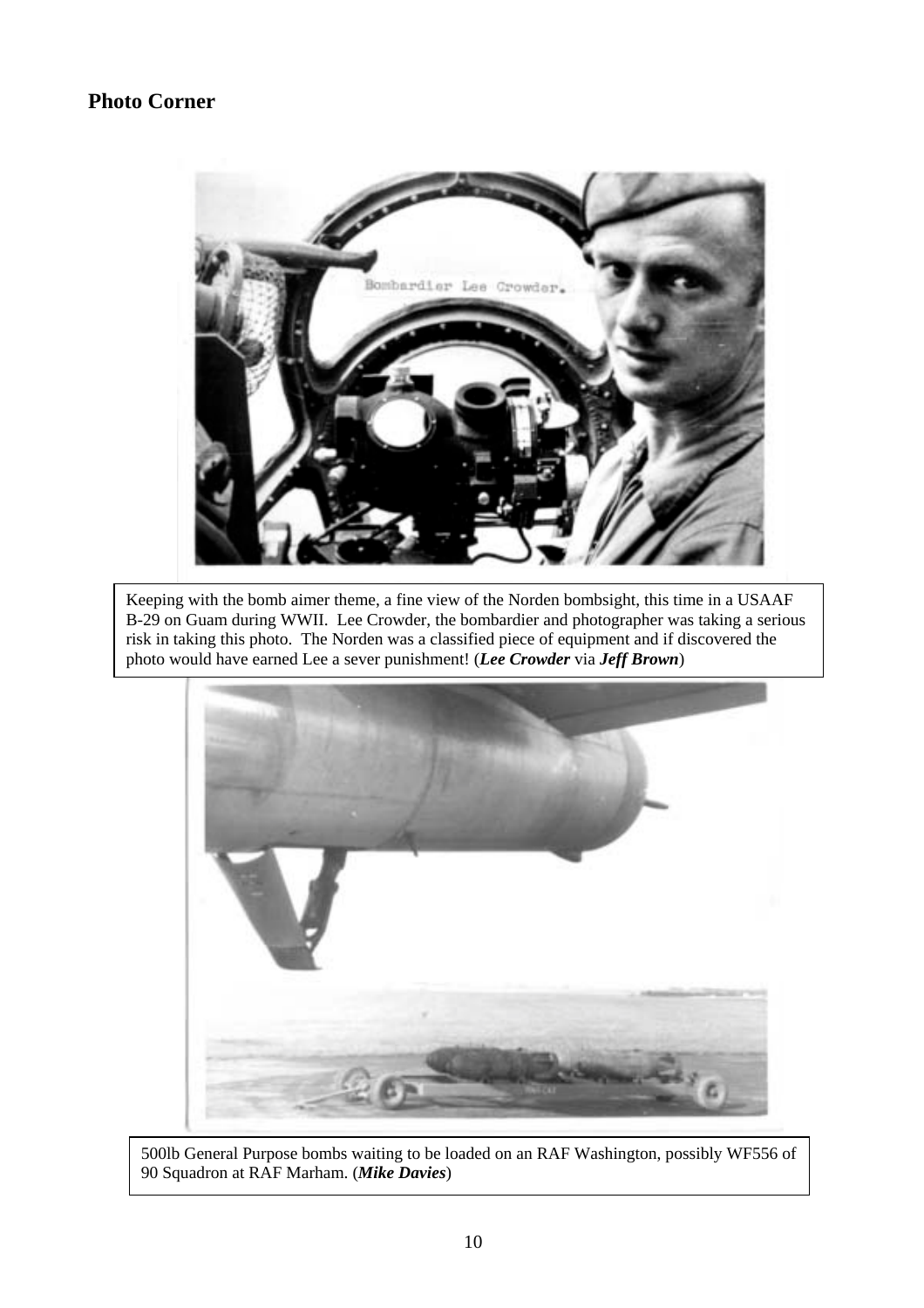## Photo Corner

Keeping with the bomb aimer theme, a fine view of the Norden bombsight, this time in a USAAF B-29 on Guam during WWII. Lee Crowder, the bombardier and photographer was taking a serious risk in taking this photo. The Norden was a classified piece of equipment and if discovered the photo would have earned Lee a sever punishment! (***Lee Crowder*** via ***Jeff Brown***)

500lb General Purpose bombs waiting to be loaded on an RAF Washington, possibly WF556 of 90 Squadron at RAF Marham. (***Mike Davies***)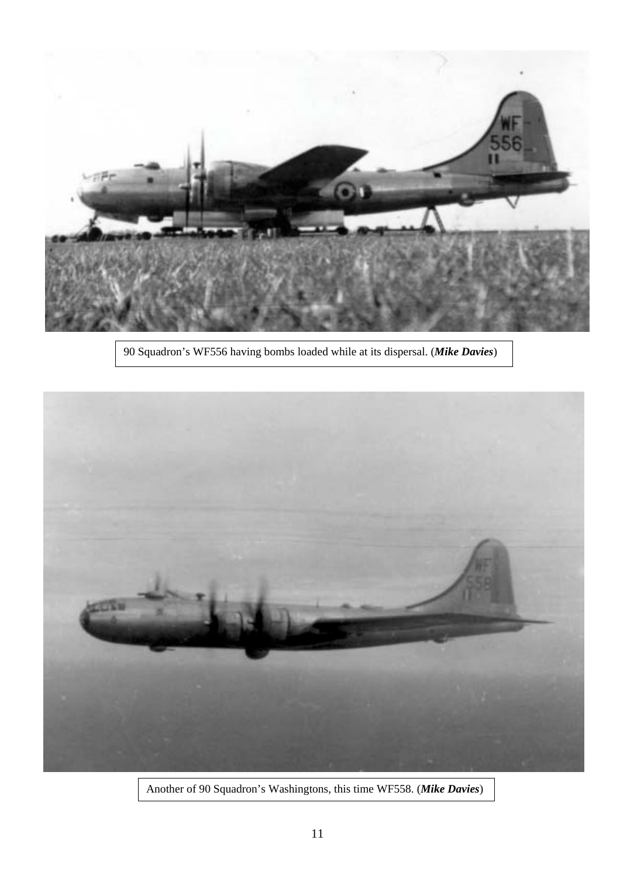90 Squadron's WF556 having bombs loaded while at its dispersal. (***Mike Davies***)

Another of 90 Squadron's Washingtons, this time WF558. (***Mike Davies***)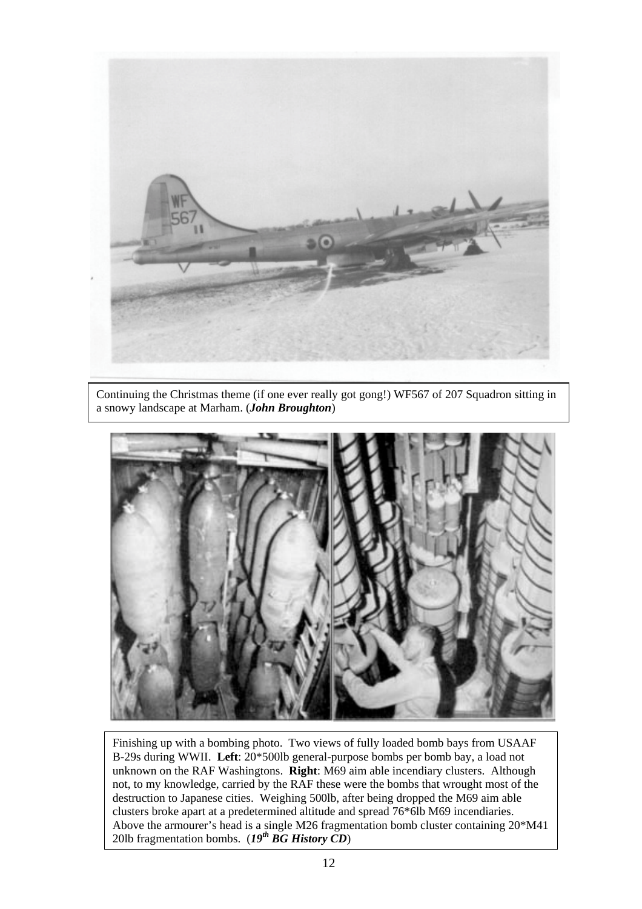Continuing the Christmas theme (if one ever really got gong!) WF567 of 207 Squadron sitting in a snowy landscape at Marham. (***John Broughton***)

Finishing up with a bombing photo. Two views of fully loaded bomb bays from USAAF B-29s during WWII. **Left**: 20*500lb general-purpose bombs per bomb bay, a load not unknown on the RAF Washingtons. **Right**: M69 aim able incendiary clusters. Although not, to my knowledge, carried by the RAF these were the bombs that wrought most of the destruction to Japanese cities. Weighing 500lb, after being dropped the M69 aim able clusters broke apart at a predetermined altitude and spread 76*6lb M69 incendiaries. Above the armourer's head is a single M26 fragmentation bomb cluster containing 20*M41 20lb fragmentation bombs. (***19th BG History CD***)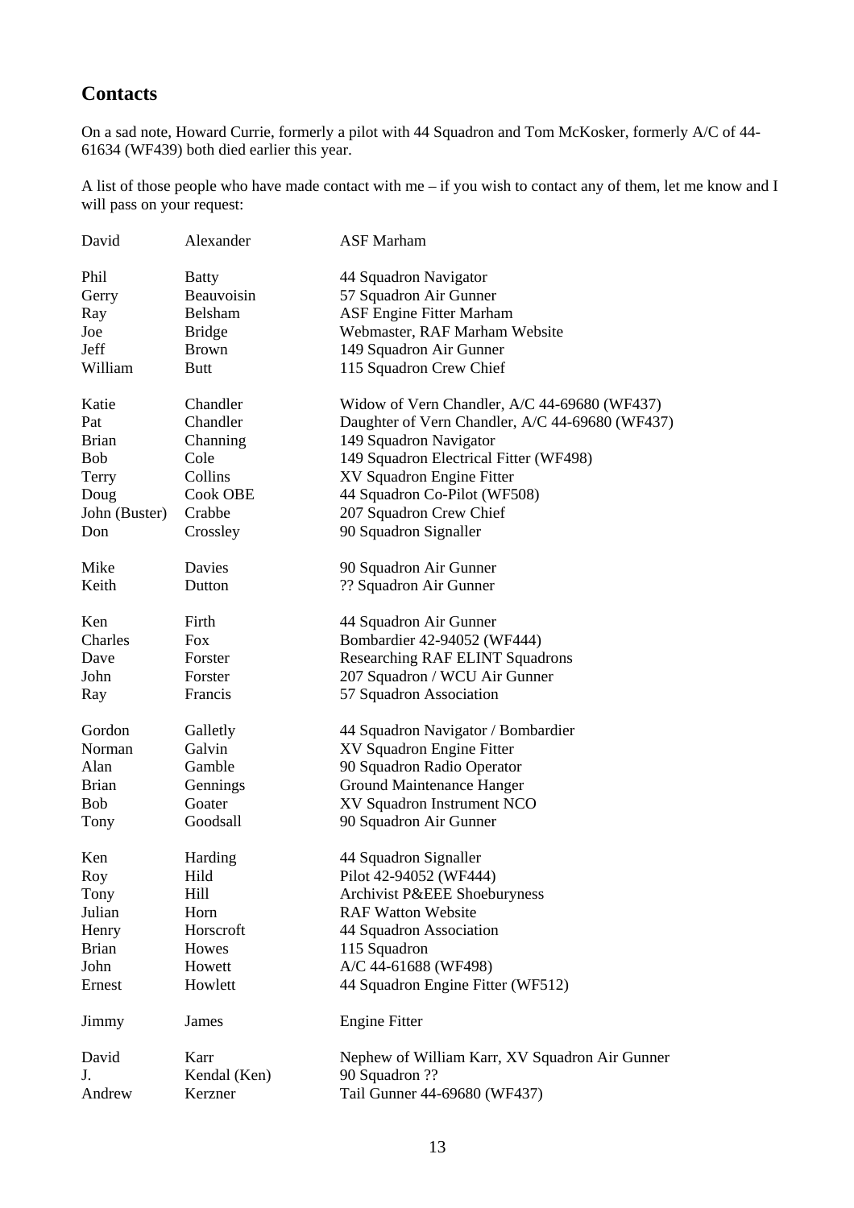## Contacts

On a sad note, Howard Currie, formerly a pilot with 44 Squadron and Tom McKosker, formerly A/C of 44-61634 (WF439) both died earlier this year.

A list of those people who have made contact with me – if you wish to contact any of them, let me know and I will pass on your request:

| | | |
|---|---|---|
| David | Alexander | ASF Marham |
| | | |
| Phil | Batty | 44 Squadron Navigator |
| Gerry | Beauvoisin | 57 Squadron Air Gunner |
| Ray | Belsham | ASF Engine Fitter Marham |
| Joe | Bridge | Webmaster, RAF Marham Website |
| Jeff | Brown | 149 Squadron Air Gunner |
| William | Butt | 115 Squadron Crew Chief |
| | | |
| Katie | Chandler | Widow of Vern Chandler, A/C 44-69680 (WF437) |
| Pat | Chandler | Daughter of Vern Chandler, A/C 44-69680 (WF437) |
| Brian | Channing | 149 Squadron Navigator |
| Bob | Cole | 149 Squadron Electrical Fitter (WF498) |
| Terry | Collins | XV Squadron Engine Fitter |
| Doug | Cook OBE | 44 Squadron Co-Pilot (WF508) |
| John (Buster) | Crabbe | 207 Squadron Crew Chief |
| Don | Crossley | 90 Squadron Signaller |
| | | |
| Mike | Davies | 90 Squadron Air Gunner |
| Keith | Dutton | ?? Squadron Air Gunner |
| | | |
| Ken | Firth | 44 Squadron Air Gunner |
| Charles | Fox | Bombardier 42-94052 (WF444) |
| Dave | Forster | Researching RAF ELINT Squadrons |
| John | Forster | 207 Squadron / WCU Air Gunner |
| Ray | Francis | 57 Squadron Association |
| | | |
| Gordon | Galletly | 44 Squadron Navigator / Bombardier |
| Norman | Galvin | XV Squadron Engine Fitter |
| Alan | Gamble | 90 Squadron Radio Operator |
| Brian | Gennings | Ground Maintenance Hanger |
| Bob | Goater | XV Squadron Instrument NCO |
| Tony | Goodsall | 90 Squadron Air Gunner |
| | | |
| Ken | Harding | 44 Squadron Signaller |
| Roy | Hild | Pilot 42-94052 (WF444) |
| Tony | Hill | Archivist P&EEE Shoeburyness |
| Julian | Horn | RAF Watton Website |
| Henry | Horscroft | 44 Squadron Association |
| Brian | Howes | 115 Squadron |
| John | Howett | A/C 44-61688 (WF498) |
| Ernest | Howlett | 44 Squadron Engine Fitter (WF512) |
| | | |
| Jimmy | James | Engine Fitter |
| | | |
| David | Karr | Nephew of William Karr, XV Squadron Air Gunner |
| J. | Kendal (Ken) | 90 Squadron ?? |
| Andrew | Kerzner | Tail Gunner 44-69680 (WF437) |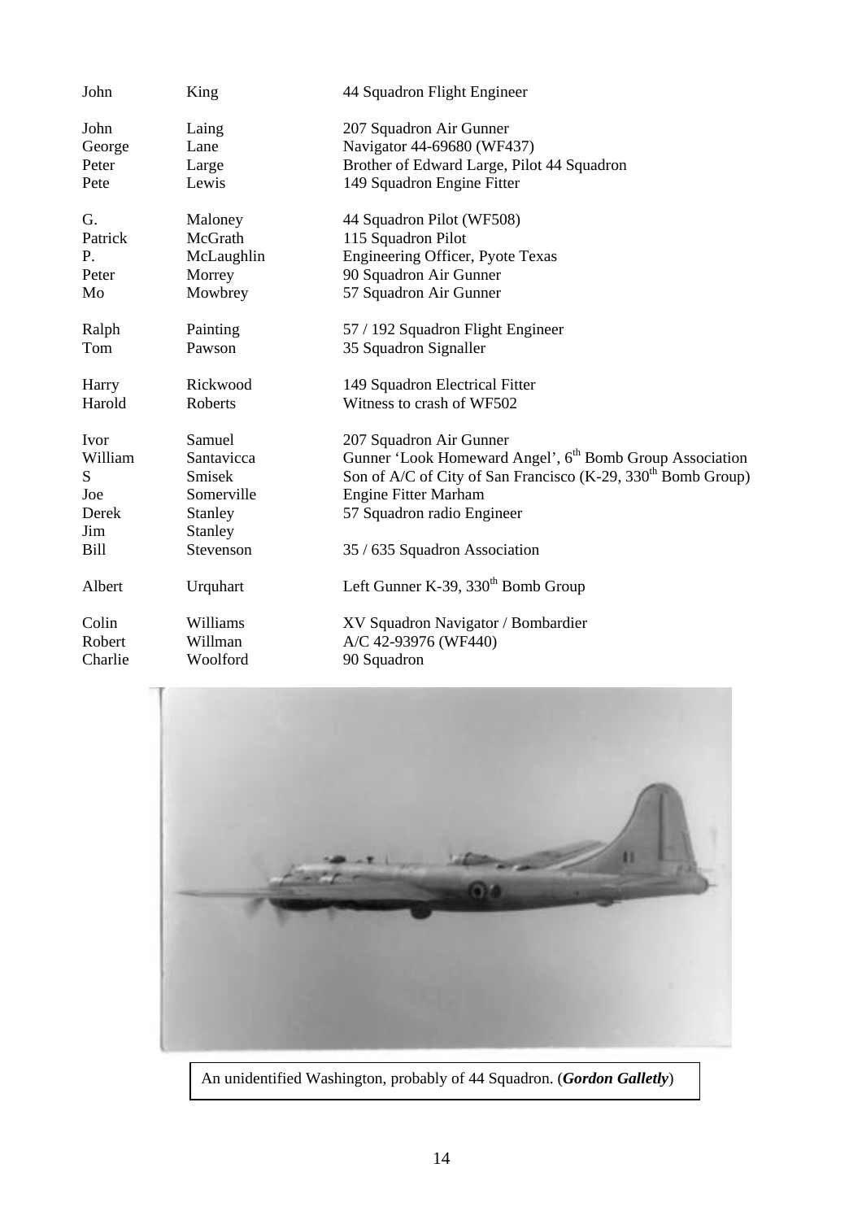| | | |
|---|---|---|
| John | King | 44 Squadron Flight Engineer |
| John | Laing | 207 Squadron Air Gunner |
| George | Lane | Navigator 44-69680 (WF437) |
| Peter | Large | Brother of Edward Large, Pilot 44 Squadron |
| Pete | Lewis | 149 Squadron Engine Fitter |
| G. | Maloney | 44 Squadron Pilot (WF508) |
| Patrick | McGrath | 115 Squadron Pilot |
| P. | McLaughlin | Engineering Officer, Pyote Texas |
| Peter | Morrey | 90 Squadron Air Gunner |
| Mo | Mowbrey | 57 Squadron Air Gunner |
| Ralph | Painting | 57 / 192 Squadron Flight Engineer |
| Tom | Pawson | 35 Squadron Signaller |
| Harry | Rickwood | 149 Squadron Electrical Fitter |
| Harold | Roberts | Witness to crash of WF502 |
| Ivor | Samuel | 207 Squadron Air Gunner |
| William | Santavicca | Gunner 'Look Homeward Angel', 6th Bomb Group Association |
| S | Smisek | Son of A/C of City of San Francisco (K-29, 330th Bomb Group) |
| Joe | Somerville | Engine Fitter Marham |
| Derek | Stanley | 57 Squadron radio Engineer |
| Jim | Stanley | |
| Bill | Stevenson | 35 / 635 Squadron Association |
| Albert | Urquhart | Left Gunner K-39, 330th Bomb Group |
| Colin | Williams | XV Squadron Navigator / Bombardier |
| Robert | Willman | A/C 42-93976 (WF440) |
| Charlie | Woolford | 90 Squadron |

An unidentified Washington, probably of 44 Squadron. (***Gordon Galletly***)